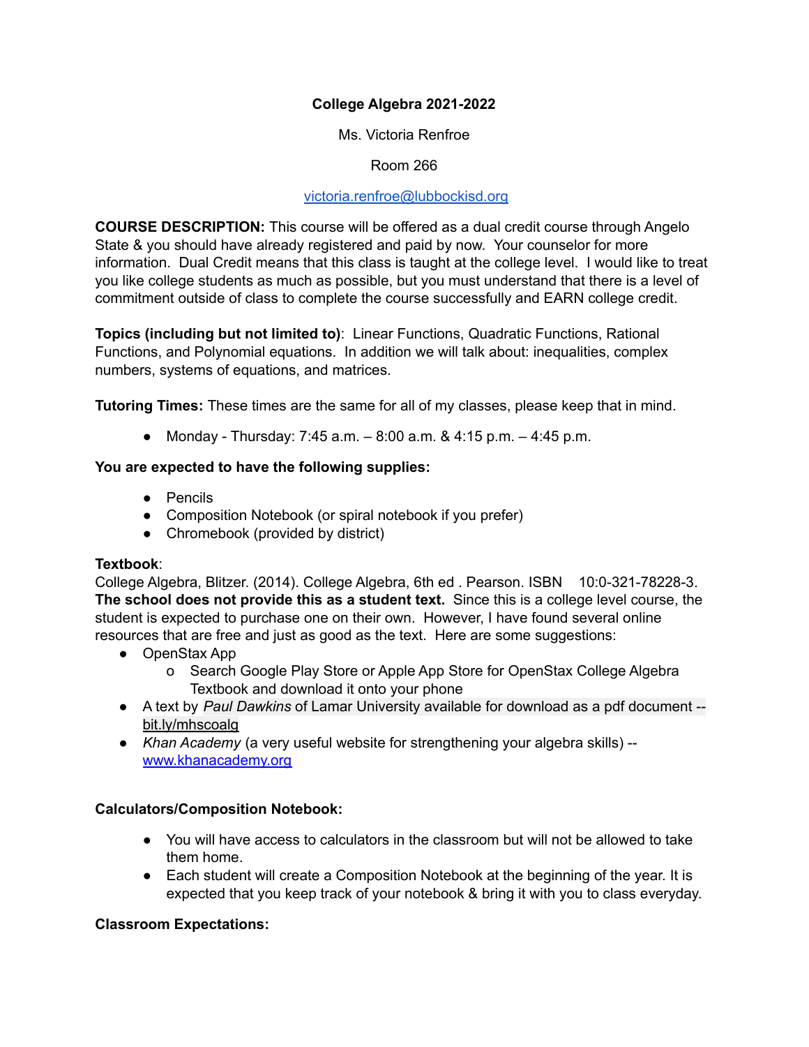# College Algebra 2021-2022

Ms. Victoria Renfroe

Room 266

victoria.renfroe@lubbockisd.org

**COURSE DESCRIPTION:** This course will be offered as a dual credit course through Angelo State & you should have already registered and paid by now. Your counselor for more information. Dual Credit means that this class is taught at the college level. I would like to treat you like college students as much as possible, but you must understand that there is a level of commitment outside of class to complete the course successfully and EARN college credit.

**Topics (including but not limited to)**: Linear Functions, Quadratic Functions, Rational Functions, and Polynomial equations. In addition we will talk about: inequalities, complex numbers, systems of equations, and matrices.

**Tutoring Times:** These times are the same for all of my classes, please keep that in mind.

- Monday - Thursday: 7:45 a.m. – 8:00 a.m. & 4:15 p.m. – 4:45 p.m.

**You are expected to have the following supplies:**

- Pencils
- Composition Notebook (or spiral notebook if you prefer)
- Chromebook (provided by district)

**Textbook**:
College Algebra, Blitzer. (2014). College Algebra, 6th ed . Pearson. ISBN 10:0-321-78228-3. **The school does not provide this as a student text.** Since this is a college level course, the student is expected to purchase one on their own. However, I have found several online resources that are free and just as good as the text. Here are some suggestions:

- OpenStax App
  - Search Google Play Store or Apple App Store for OpenStax College Algebra Textbook and download it onto your phone
- A text by *Paul Dawkins* of Lamar University available for download as a pdf document -- bit.ly/mhscoalg
- *Khan Academy* (a very useful website for strengthening your algebra skills) -- www.khanacademy.org

**Calculators/Composition Notebook:**

- You will have access to calculators in the classroom but will not be allowed to take them home.
- Each student will create a Composition Notebook at the beginning of the year. It is expected that you keep track of your notebook & bring it with you to class everyday.

**Classroom Expectations:**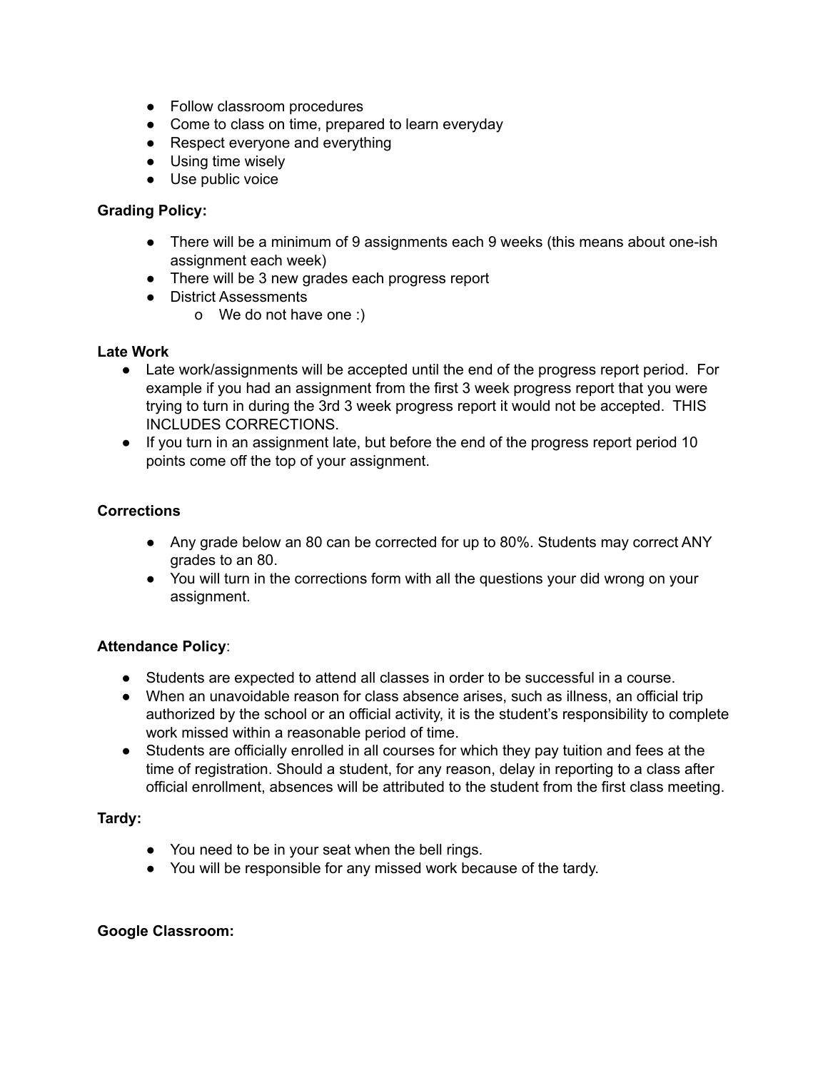- Follow classroom procedures
- Come to class on time, prepared to learn everyday
- Respect everyone and everything
- Using time wisely
- Use public voice

**Grading Policy:**

- There will be a minimum of 9 assignments each 9 weeks (this means about one-ish assignment each week)
- There will be 3 new grades each progress report
- District Assessments
    - We do not have one :)

**Late Work**

- Late work/assignments will be accepted until the end of the progress report period. For example if you had an assignment from the first 3 week progress report that you were trying to turn in during the 3rd 3 week progress report it would not be accepted. THIS INCLUDES CORRECTIONS.
- If you turn in an assignment late, but before the end of the progress report period 10 points come off the top of your assignment.

**Corrections**

- Any grade below an 80 can be corrected for up to 80%. Students may correct ANY grades to an 80.
- You will turn in the corrections form with all the questions your did wrong on your assignment.

**Attendance Policy**:

- Students are expected to attend all classes in order to be successful in a course.
- When an unavoidable reason for class absence arises, such as illness, an official trip authorized by the school or an official activity, it is the student's responsibility to complete work missed within a reasonable period of time.
- Students are officially enrolled in all courses for which they pay tuition and fees at the time of registration. Should a student, for any reason, delay in reporting to a class after official enrollment, absences will be attributed to the student from the first class meeting.

**Tardy:**

- You need to be in your seat when the bell rings.
- You will be responsible for any missed work because of the tardy.

**Google Classroom:**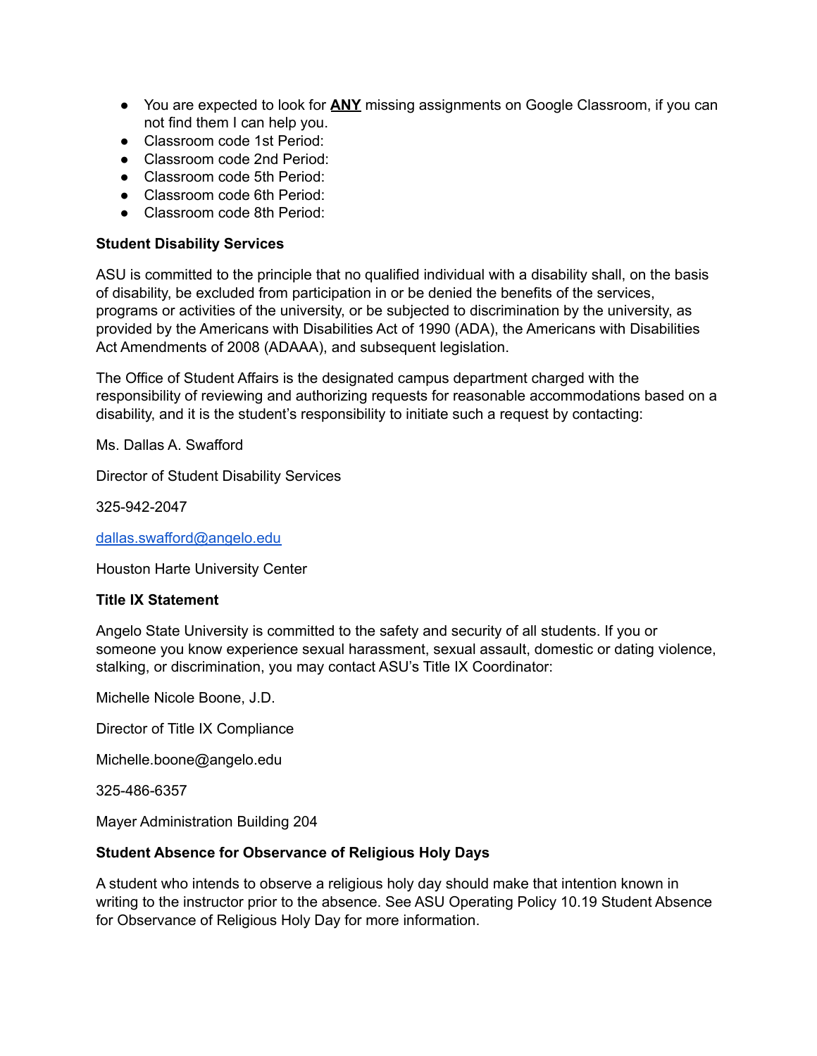- You are expected to look for **ANY** missing assignments on Google Classroom, if you can not find them I can help you.
- Classroom code 1st Period:
- Classroom code 2nd Period:
- Classroom code 5th Period:
- Classroom code 6th Period:
- Classroom code 8th Period:

**Student Disability Services**

ASU is committed to the principle that no qualified individual with a disability shall, on the basis of disability, be excluded from participation in or be denied the benefits of the services, programs or activities of the university, or be subjected to discrimination by the university, as provided by the Americans with Disabilities Act of 1990 (ADA), the Americans with Disabilities Act Amendments of 2008 (ADAAA), and subsequent legislation.

The Office of Student Affairs is the designated campus department charged with the responsibility of reviewing and authorizing requests for reasonable accommodations based on a disability, and it is the student's responsibility to initiate such a request by contacting:

Ms. Dallas A. Swafford

Director of Student Disability Services

325-942-2047

dallas.swafford@angelo.edu

Houston Harte University Center

**Title IX Statement**

Angelo State University is committed to the safety and security of all students. If you or someone you know experience sexual harassment, sexual assault, domestic or dating violence, stalking, or discrimination, you may contact ASU's Title IX Coordinator:

Michelle Nicole Boone, J.D.

Director of Title IX Compliance

Michelle.boone@angelo.edu

325-486-6357

Mayer Administration Building 204

**Student Absence for Observance of Religious Holy Days**

A student who intends to observe a religious holy day should make that intention known in writing to the instructor prior to the absence. See ASU Operating Policy 10.19 Student Absence for Observance of Religious Holy Day for more information.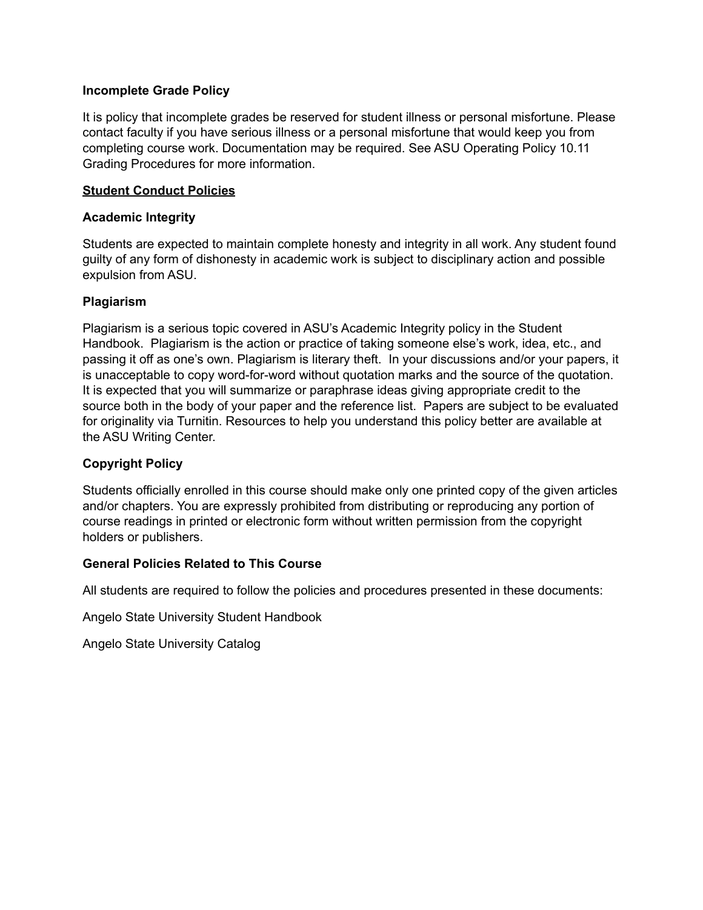**Incomplete Grade Policy**

It is policy that incomplete grades be reserved for student illness or personal misfortune. Please contact faculty if you have serious illness or a personal misfortune that would keep you from completing course work. Documentation may be required. See ASU Operating Policy 10.11 Grading Procedures for more information.

## **Student Conduct Policies**

**Academic Integrity**

Students are expected to maintain complete honesty and integrity in all work. Any student found guilty of any form of dishonesty in academic work is subject to disciplinary action and possible expulsion from ASU.

**Plagiarism**

Plagiarism is a serious topic covered in ASU's Academic Integrity policy in the Student Handbook. Plagiarism is the action or practice of taking someone else's work, idea, etc., and passing it off as one's own. Plagiarism is literary theft. In your discussions and/or your papers, it is unacceptable to copy word-for-word without quotation marks and the source of the quotation. It is expected that you will summarize or paraphrase ideas giving appropriate credit to the source both in the body of your paper and the reference list. Papers are subject to be evaluated for originality via Turnitin. Resources to help you understand this policy better are available at the ASU Writing Center.

**Copyright Policy**

Students officially enrolled in this course should make only one printed copy of the given articles and/or chapters. You are expressly prohibited from distributing or reproducing any portion of course readings in printed or electronic form without written permission from the copyright holders or publishers.

**General Policies Related to This Course**

All students are required to follow the policies and procedures presented in these documents:

Angelo State University Student Handbook

Angelo State University Catalog